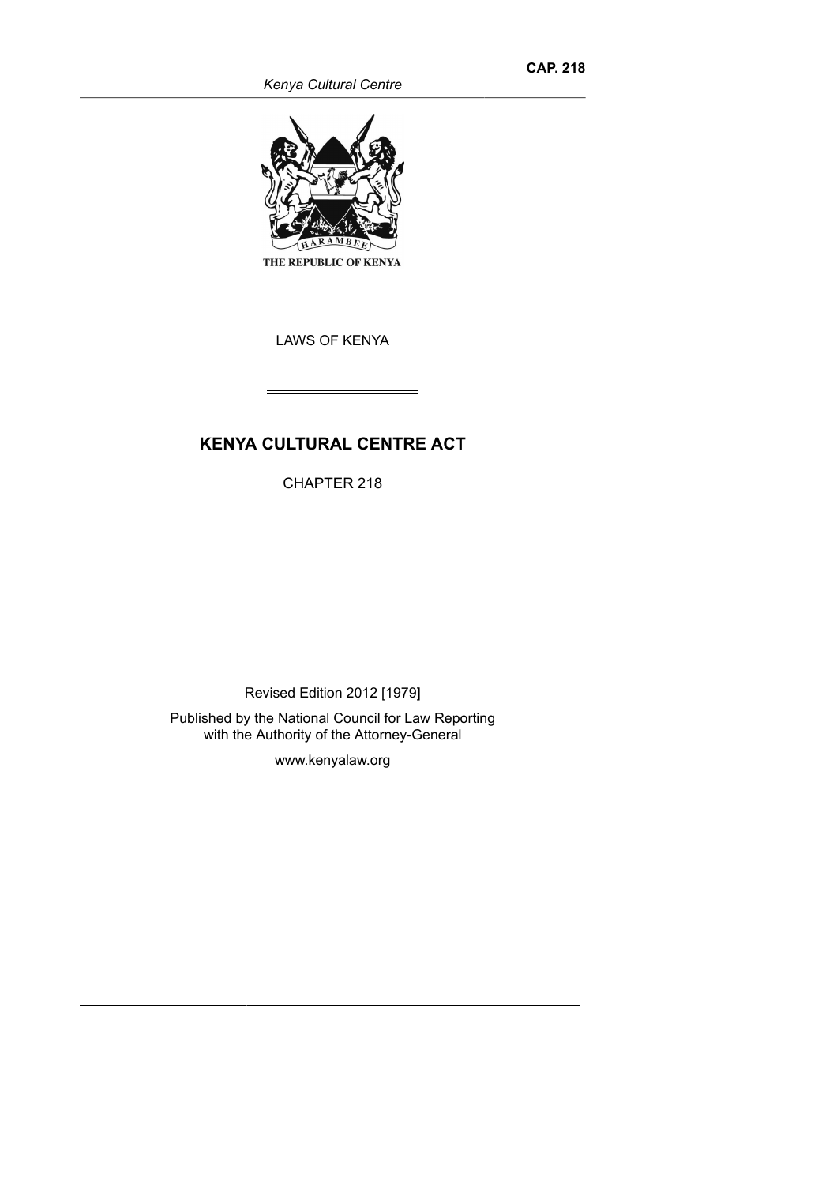THE REPUBLIC OF KENYA

LAWS OF KENYA

# KENYA CULTURAL CENTRE ACT

CHAPTER 218

Revised Edition 2012 [1979]

Published by the National Council for Law Reporting with the Authority of the Attorney-General

www.kenyalaw.org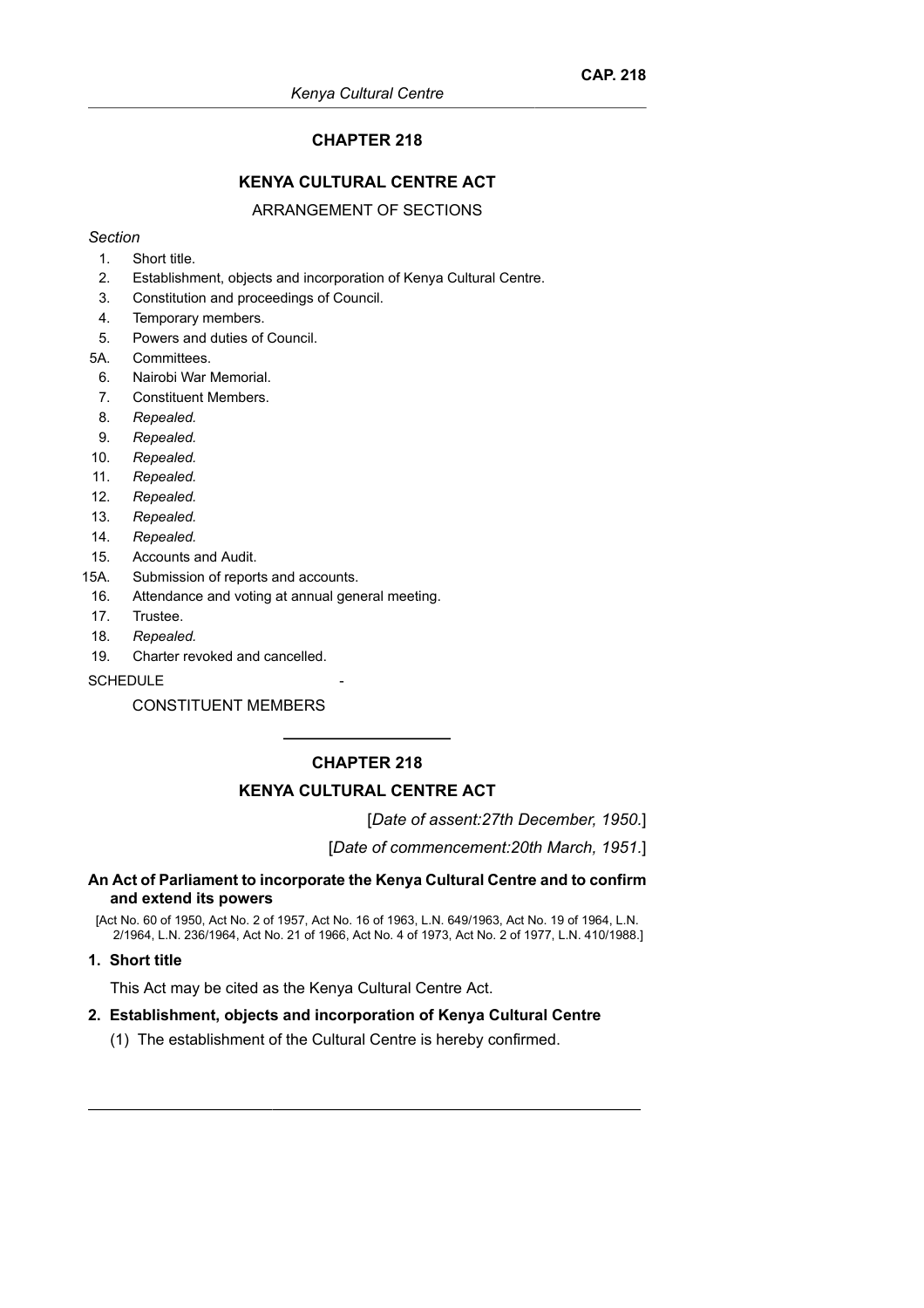# CHAPTER 218

## KENYA CULTURAL CENTRE ACT

ARRANGEMENT OF SECTIONS

*Section*

1. Short title.
2. Establishment, objects and incorporation of Kenya Cultural Centre.
3. Constitution and proceedings of Council.
4. Temporary members.
5. Powers and duties of Council.

5A. Committees.

6. Nairobi War Memorial.
7. Constituent Members.
8. *Repealed.*
9. *Repealed.*
10. *Repealed.*
11. *Repealed.*
12. *Repealed.*
13. *Repealed.*
14. *Repealed.*
15. Accounts and Audit.

15A. Submission of reports and accounts.

16. Attendance and voting at annual general meeting.
17. Trustee.
18. *Repealed.*
19. Charter revoked and cancelled.

SCHEDULE -

CONSTITUENT MEMBERS

---

# CHAPTER 218

## KENYA CULTURAL CENTRE ACT

[*Date of assent:27th December, 1950.*]

[*Date of commencement:20th March, 1951.*]

**An Act of Parliament to incorporate the Kenya Cultural Centre and to confirm and extend its powers**

[Act No. 60 of 1950, Act No. 2 of 1957, Act No. 16 of 1963, L.N. 649/1963, Act No. 19 of 1964, L.N. 2/1964, L.N. 236/1964, Act No. 21 of 1966, Act No. 4 of 1973, Act No. 2 of 1977, L.N. 410/1988.]

### 1. Short title

This Act may be cited as the Kenya Cultural Centre Act.

### 2. Establishment, objects and incorporation of Kenya Cultural Centre

(1) The establishment of the Cultural Centre is hereby confirmed.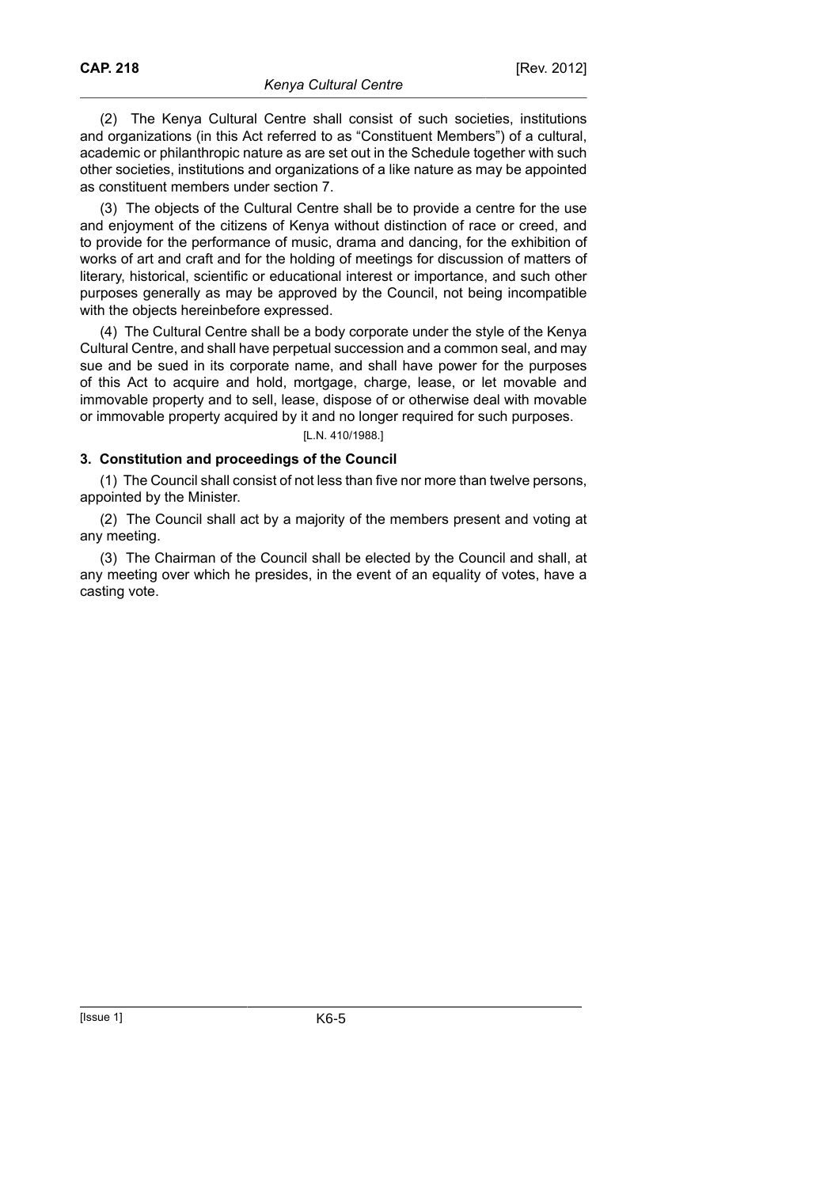(2) The Kenya Cultural Centre shall consist of such societies, institutions and organizations (in this Act referred to as "Constituent Members") of a cultural, academic or philanthropic nature as are set out in the Schedule together with such other societies, institutions and organizations of a like nature as may be appointed as constituent members under section 7.

(3) The objects of the Cultural Centre shall be to provide a centre for the use and enjoyment of the citizens of Kenya without distinction of race or creed, and to provide for the performance of music, drama and dancing, for the exhibition of works of art and craft and for the holding of meetings for discussion of matters of literary, historical, scientific or educational interest or importance, and such other purposes generally as may be approved by the Council, not being incompatible with the objects hereinbefore expressed.

(4) The Cultural Centre shall be a body corporate under the style of the Kenya Cultural Centre, and shall have perpetual succession and a common seal, and may sue and be sued in its corporate name, and shall have power for the purposes of this Act to acquire and hold, mortgage, charge, lease, or let movable and immovable property and to sell, lease, dispose of or otherwise deal with movable or immovable property acquired by it and no longer required for such purposes.

[L.N. 410/1988.]

### 3. Constitution and proceedings of the Council

(1) The Council shall consist of not less than five nor more than twelve persons, appointed by the Minister.

(2) The Council shall act by a majority of the members present and voting at any meeting.

(3) The Chairman of the Council shall be elected by the Council and shall, at any meeting over which he presides, in the event of an equality of votes, have a casting vote.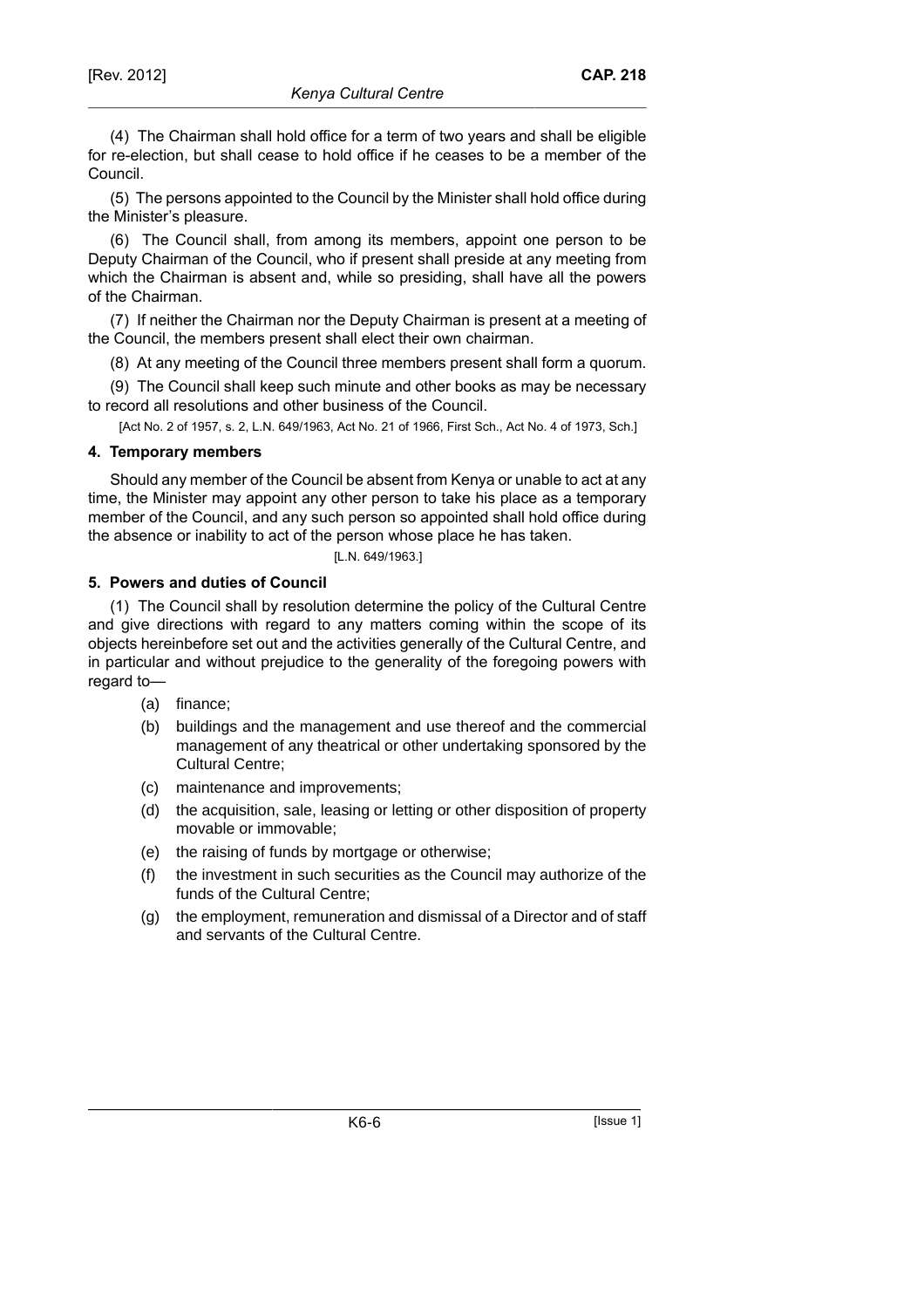(4) The Chairman shall hold office for a term of two years and shall be eligible for re-election, but shall cease to hold office if he ceases to be a member of the Council.

(5) The persons appointed to the Council by the Minister shall hold office during the Minister's pleasure.

(6) The Council shall, from among its members, appoint one person to be Deputy Chairman of the Council, who if present shall preside at any meeting from which the Chairman is absent and, while so presiding, shall have all the powers of the Chairman.

(7) If neither the Chairman nor the Deputy Chairman is present at a meeting of the Council, the members present shall elect their own chairman.

(8) At any meeting of the Council three members present shall form a quorum.

(9) The Council shall keep such minute and other books as may be necessary to record all resolutions and other business of the Council.

[Act No. 2 of 1957, s. 2, L.N. 649/1963, Act No. 21 of 1966, First Sch., Act No. 4 of 1973, Sch.]

**4. Temporary members**

Should any member of the Council be absent from Kenya or unable to act at any time, the Minister may appoint any other person to take his place as a temporary member of the Council, and any such person so appointed shall hold office during the absence or inability to act of the person whose place he has taken.

[L.N. 649/1963.]

**5. Powers and duties of Council**

(1) The Council shall by resolution determine the policy of the Cultural Centre and give directions with regard to any matters coming within the scope of its objects hereinbefore set out and the activities generally of the Cultural Centre, and in particular and without prejudice to the generality of the foregoing powers with regard to—

(a) finance;

(b) buildings and the management and use thereof and the commercial management of any theatrical or other undertaking sponsored by the Cultural Centre;

(c) maintenance and improvements;

(d) the acquisition, sale, leasing or letting or other disposition of property movable or immovable;

(e) the raising of funds by mortgage or otherwise;

(f) the investment in such securities as the Council may authorize of the funds of the Cultural Centre;

(g) the employment, remuneration and dismissal of a Director and of staff and servants of the Cultural Centre.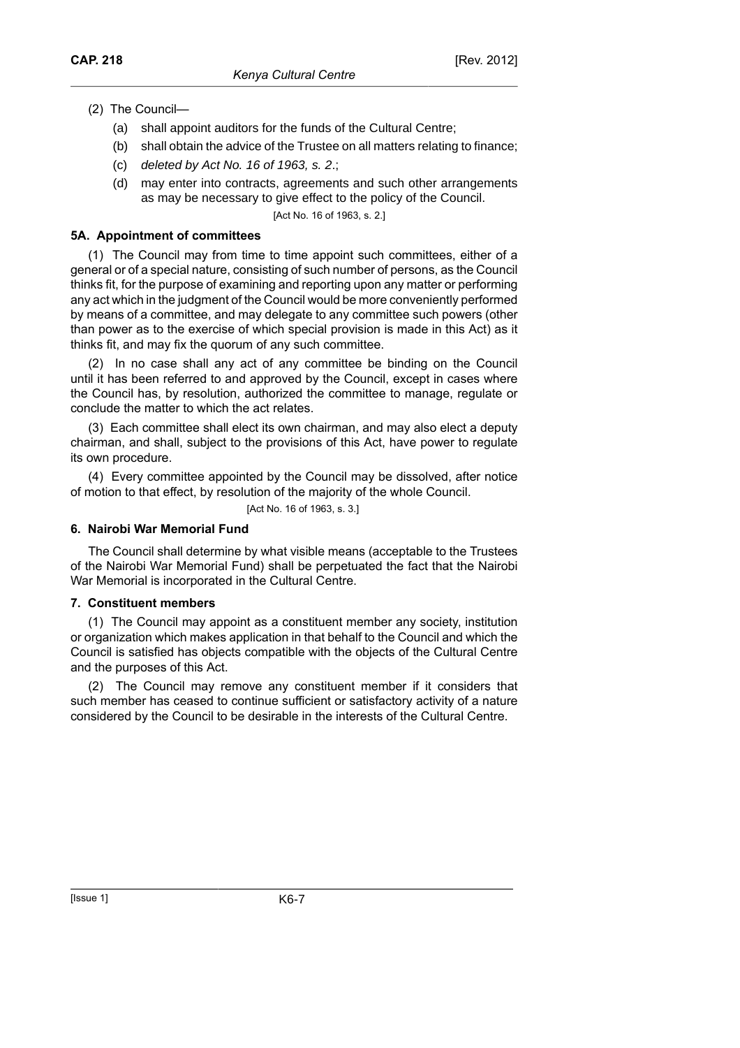(2) The Council—

(a) shall appoint auditors for the funds of the Cultural Centre;

(b) shall obtain the advice of the Trustee on all matters relating to finance;

(c) *deleted by Act No. 16 of 1963, s. 2.*;

(d) may enter into contracts, agreements and such other arrangements as may be necessary to give effect to the policy of the Council.

[Act No. 16 of 1963, s. 2.]

### 5A. Appointment of committees

(1) The Council may from time to time appoint such committees, either of a general or of a special nature, consisting of such number of persons, as the Council thinks fit, for the purpose of examining and reporting upon any matter or performing any act which in the judgment of the Council would be more conveniently performed by means of a committee, and may delegate to any committee such powers (other than power as to the exercise of which special provision is made in this Act) as it thinks fit, and may fix the quorum of any such committee.

(2) In no case shall any act of any committee be binding on the Council until it has been referred to and approved by the Council, except in cases where the Council has, by resolution, authorized the committee to manage, regulate or conclude the matter to which the act relates.

(3) Each committee shall elect its own chairman, and may also elect a deputy chairman, and shall, subject to the provisions of this Act, have power to regulate its own procedure.

(4) Every committee appointed by the Council may be dissolved, after notice of motion to that effect, by resolution of the majority of the whole Council.

[Act No. 16 of 1963, s. 3.]

### 6. Nairobi War Memorial Fund

The Council shall determine by what visible means (acceptable to the Trustees of the Nairobi War Memorial Fund) shall be perpetuated the fact that the Nairobi War Memorial is incorporated in the Cultural Centre.

### 7. Constituent members

(1) The Council may appoint as a constituent member any society, institution or organization which makes application in that behalf to the Council and which the Council is satisfied has objects compatible with the objects of the Cultural Centre and the purposes of this Act.

(2) The Council may remove any constituent member if it considers that such member has ceased to continue sufficient or satisfactory activity of a nature considered by the Council to be desirable in the interests of the Cultural Centre.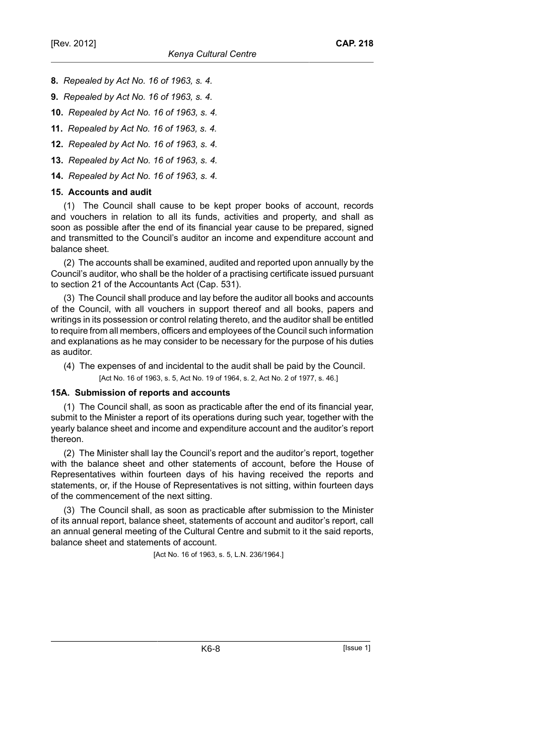**8.** *Repealed by Act No. 16 of 1963, s. 4.*

**9.** *Repealed by Act No. 16 of 1963, s. 4.*

**10.** *Repealed by Act No. 16 of 1963, s. 4.*

**11.** *Repealed by Act No. 16 of 1963, s. 4.*

**12.** *Repealed by Act No. 16 of 1963, s. 4.*

**13.** *Repealed by Act No. 16 of 1963, s. 4.*

**14.** *Repealed by Act No. 16 of 1963, s. 4.*

**15. Accounts and audit**

(1) The Council shall cause to be kept proper books of account, records and vouchers in relation to all its funds, activities and property, and shall as soon as possible after the end of its financial year cause to be prepared, signed and transmitted to the Council's auditor an income and expenditure account and balance sheet.

(2) The accounts shall be examined, audited and reported upon annually by the Council's auditor, who shall be the holder of a practising certificate issued pursuant to section 21 of the Accountants Act (Cap. 531).

(3) The Council shall produce and lay before the auditor all books and accounts of the Council, with all vouchers in support thereof and all books, papers and writings in its possession or control relating thereto, and the auditor shall be entitled to require from all members, officers and employees of the Council such information and explanations as he may consider to be necessary for the purpose of his duties as auditor.

(4) The expenses of and incidental to the audit shall be paid by the Council.

[Act No. 16 of 1963, s. 5, Act No. 19 of 1964, s. 2, Act No. 2 of 1977, s. 46.]

**15A. Submission of reports and accounts**

(1) The Council shall, as soon as practicable after the end of its financial year, submit to the Minister a report of its operations during such year, together with the yearly balance sheet and income and expenditure account and the auditor's report thereon.

(2) The Minister shall lay the Council's report and the auditor's report, together with the balance sheet and other statements of account, before the House of Representatives within fourteen days of his having received the reports and statements, or, if the House of Representatives is not sitting, within fourteen days of the commencement of the next sitting.

(3) The Council shall, as soon as practicable after submission to the Minister of its annual report, balance sheet, statements of account and auditor's report, call an annual general meeting of the Cultural Centre and submit to it the said reports, balance sheet and statements of account.

[Act No. 16 of 1963, s. 5, L.N. 236/1964.]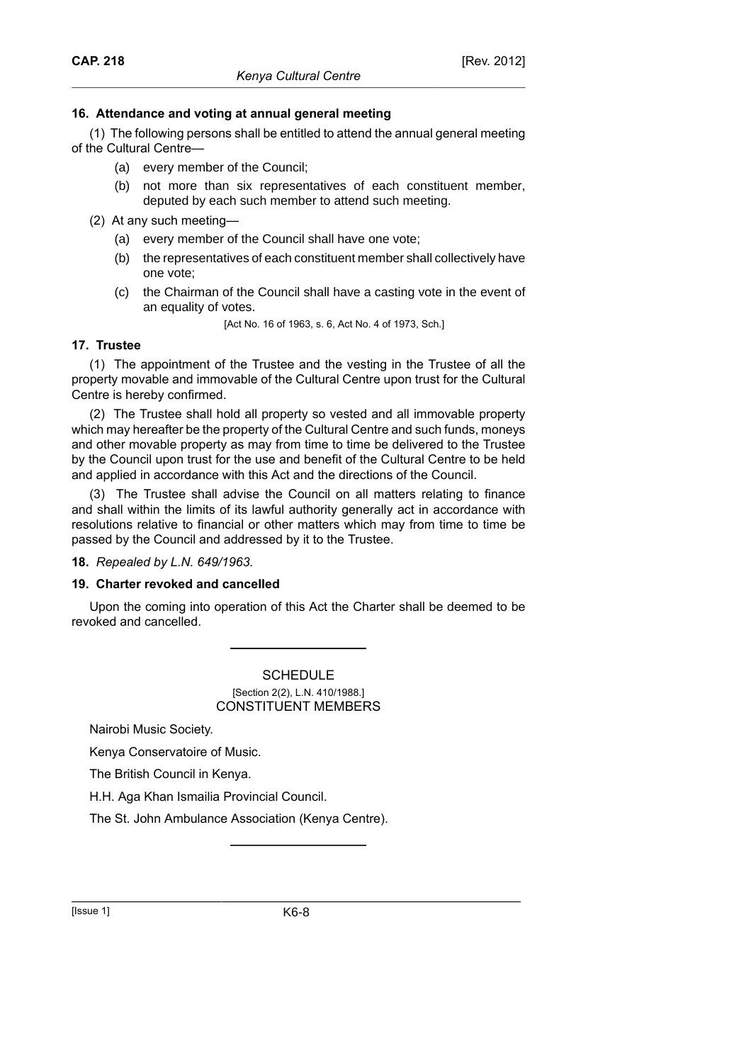#### 16. Attendance and voting at annual general meeting

(1) The following persons shall be entitled to attend the annual general meeting of the Cultural Centre—

(a) every member of the Council;

(b) not more than six representatives of each constituent member, deputed by each such member to attend such meeting.

(2) At any such meeting—

(a) every member of the Council shall have one vote;

(b) the representatives of each constituent member shall collectively have one vote;

(c) the Chairman of the Council shall have a casting vote in the event of an equality of votes.

[Act No. 16 of 1963, s. 6, Act No. 4 of 1973, Sch.]

#### 17. Trustee

(1) The appointment of the Trustee and the vesting in the Trustee of all the property movable and immovable of the Cultural Centre upon trust for the Cultural Centre is hereby confirmed.

(2) The Trustee shall hold all property so vested and all immovable property which may hereafter be the property of the Cultural Centre and such funds, moneys and other movable property as may from time to time be delivered to the Trustee by the Council upon trust for the use and benefit of the Cultural Centre to be held and applied in accordance with this Act and the directions of the Council.

(3) The Trustee shall advise the Council on all matters relating to finance and shall within the limits of its lawful authority generally act in accordance with resolutions relative to financial or other matters which may from time to time be passed by the Council and addressed by it to the Trustee.

**18.** *Repealed by L.N. 649/1963.*

#### 19. Charter revoked and cancelled

Upon the coming into operation of this Act the Charter shall be deemed to be revoked and cancelled.

---

## SCHEDULE

[Section 2(2), L.N. 410/1988.]

## CONSTITUENT MEMBERS

Nairobi Music Society.

Kenya Conservatoire of Music.

The British Council in Kenya.

H.H. Aga Khan Ismailia Provincial Council.

The St. John Ambulance Association (Kenya Centre).